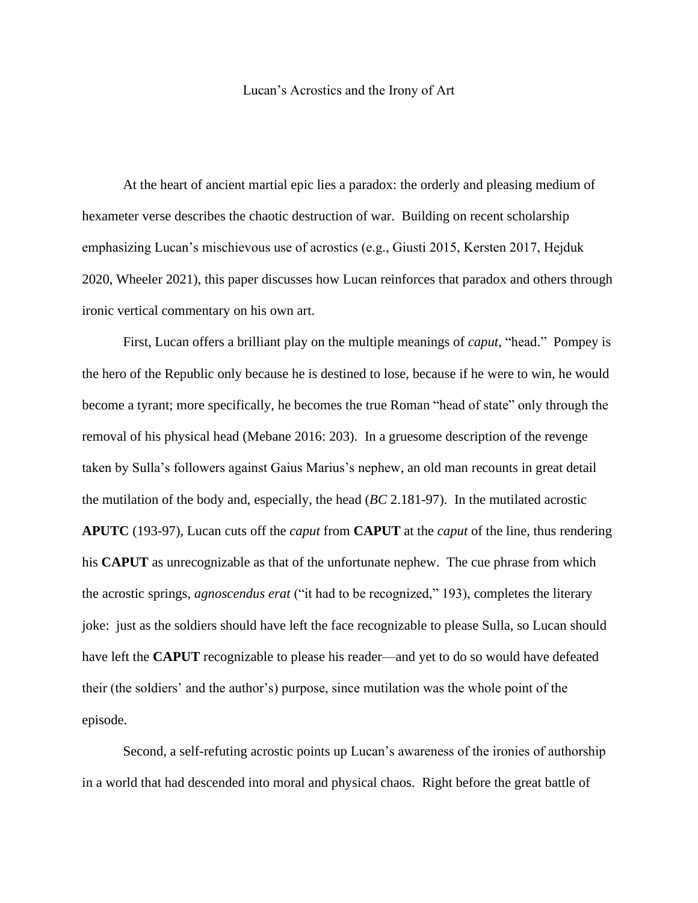# Lucan's Acrostics and the Irony of Art

At the heart of ancient martial epic lies a paradox: the orderly and pleasing medium of hexameter verse describes the chaotic destruction of war. Building on recent scholarship emphasizing Lucan's mischievous use of acrostics (e.g., Giusti 2015, Kersten 2017, Hejduk 2020, Wheeler 2021), this paper discusses how Lucan reinforces that paradox and others through ironic vertical commentary on his own art.

First, Lucan offers a brilliant play on the multiple meanings of *caput*, "head." Pompey is the hero of the Republic only because he is destined to lose, because if he were to win, he would become a tyrant; more specifically, he becomes the true Roman "head of state" only through the removal of his physical head (Mebane 2016: 203). In a gruesome description of the revenge taken by Sulla's followers against Gaius Marius's nephew, an old man recounts in great detail the mutilation of the body and, especially, the head (*BC* 2.181-97). In the mutilated acrostic **APUTC** (193-97), Lucan cuts off the *caput* from **CAPUT** at the *caput* of the line, thus rendering his **CAPUT** as unrecognizable as that of the unfortunate nephew. The cue phrase from which the acrostic springs, *agnoscendus erat* ("it had to be recognized," 193), completes the literary joke: just as the soldiers should have left the face recognizable to please Sulla, so Lucan should have left the **CAPUT** recognizable to please his reader—and yet to do so would have defeated their (the soldiers' and the author's) purpose, since mutilation was the whole point of the episode.

Second, a self-refuting acrostic points up Lucan's awareness of the ironies of authorship in a world that had descended into moral and physical chaos. Right before the great battle of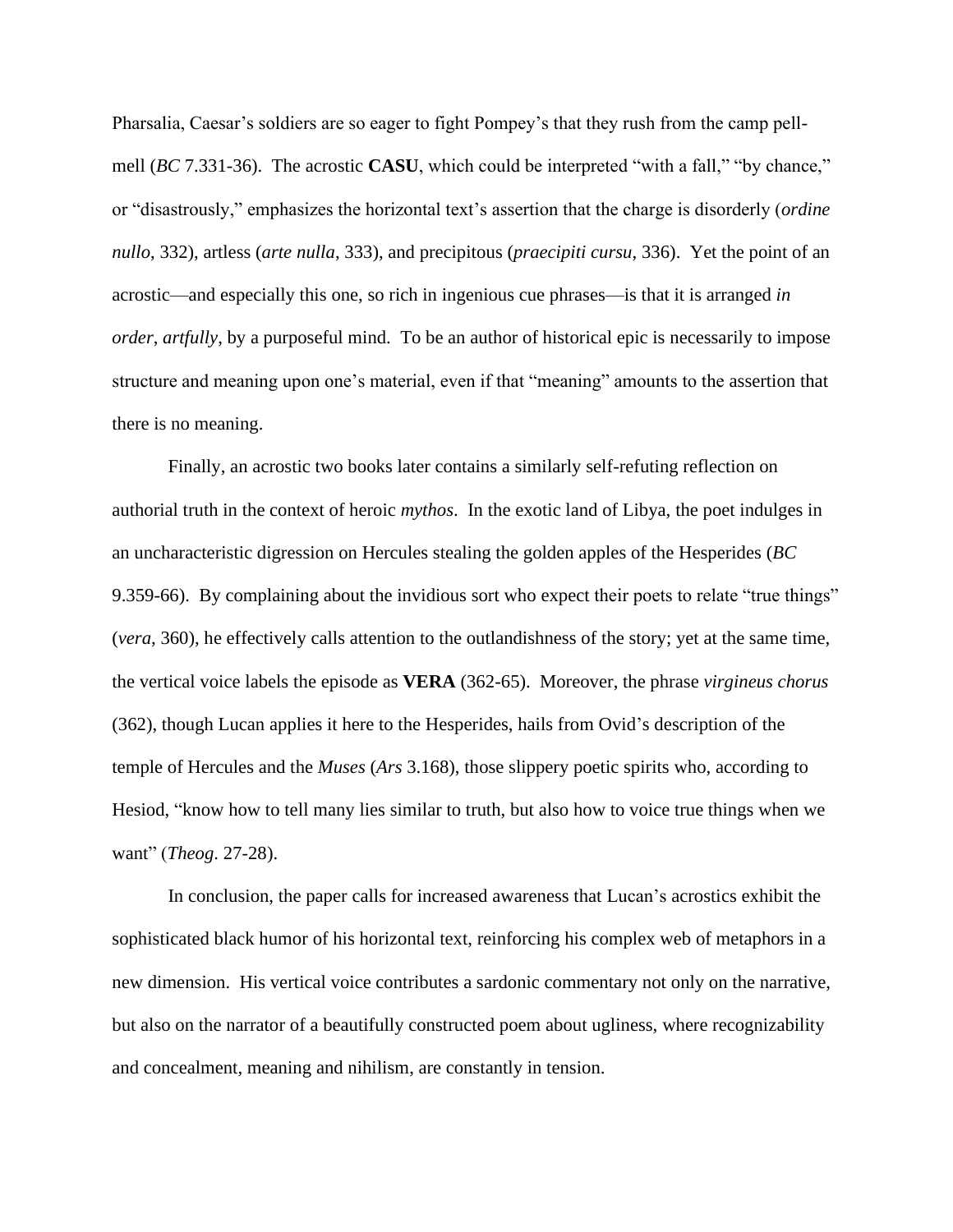Pharsalia, Caesar's soldiers are so eager to fight Pompey's that they rush from the camp pell-mell (*BC* 7.331-36). The acrostic **CASU**, which could be interpreted "with a fall," "by chance," or "disastrously," emphasizes the horizontal text's assertion that the charge is disorderly (*ordine nullo*, 332), artless (*arte nulla*, 333), and precipitous (*praecipiti cursu*, 336). Yet the point of an acrostic—and especially this one, so rich in ingenious cue phrases—is that it is arranged *in order*, *artfully*, by a purposeful mind. To be an author of historical epic is necessarily to impose structure and meaning upon one's material, even if that "meaning" amounts to the assertion that there is no meaning.

Finally, an acrostic two books later contains a similarly self-refuting reflection on authorial truth in the context of heroic *mythos*. In the exotic land of Libya, the poet indulges in an uncharacteristic digression on Hercules stealing the golden apples of the Hesperides (*BC* 9.359-66). By complaining about the invidious sort who expect their poets to relate "true things" (*vera*, 360), he effectively calls attention to the outlandishness of the story; yet at the same time, the vertical voice labels the episode as **VERA** (362-65). Moreover, the phrase *virgineus chorus* (362), though Lucan applies it here to the Hesperides, hails from Ovid's description of the temple of Hercules and the *Muses* (*Ars* 3.168), those slippery poetic spirits who, according to Hesiod, "know how to tell many lies similar to truth, but also how to voice true things when we want" (*Theog*. 27-28).

In conclusion, the paper calls for increased awareness that Lucan's acrostics exhibit the sophisticated black humor of his horizontal text, reinforcing his complex web of metaphors in a new dimension. His vertical voice contributes a sardonic commentary not only on the narrative, but also on the narrator of a beautifully constructed poem about ugliness, where recognizability and concealment, meaning and nihilism, are constantly in tension.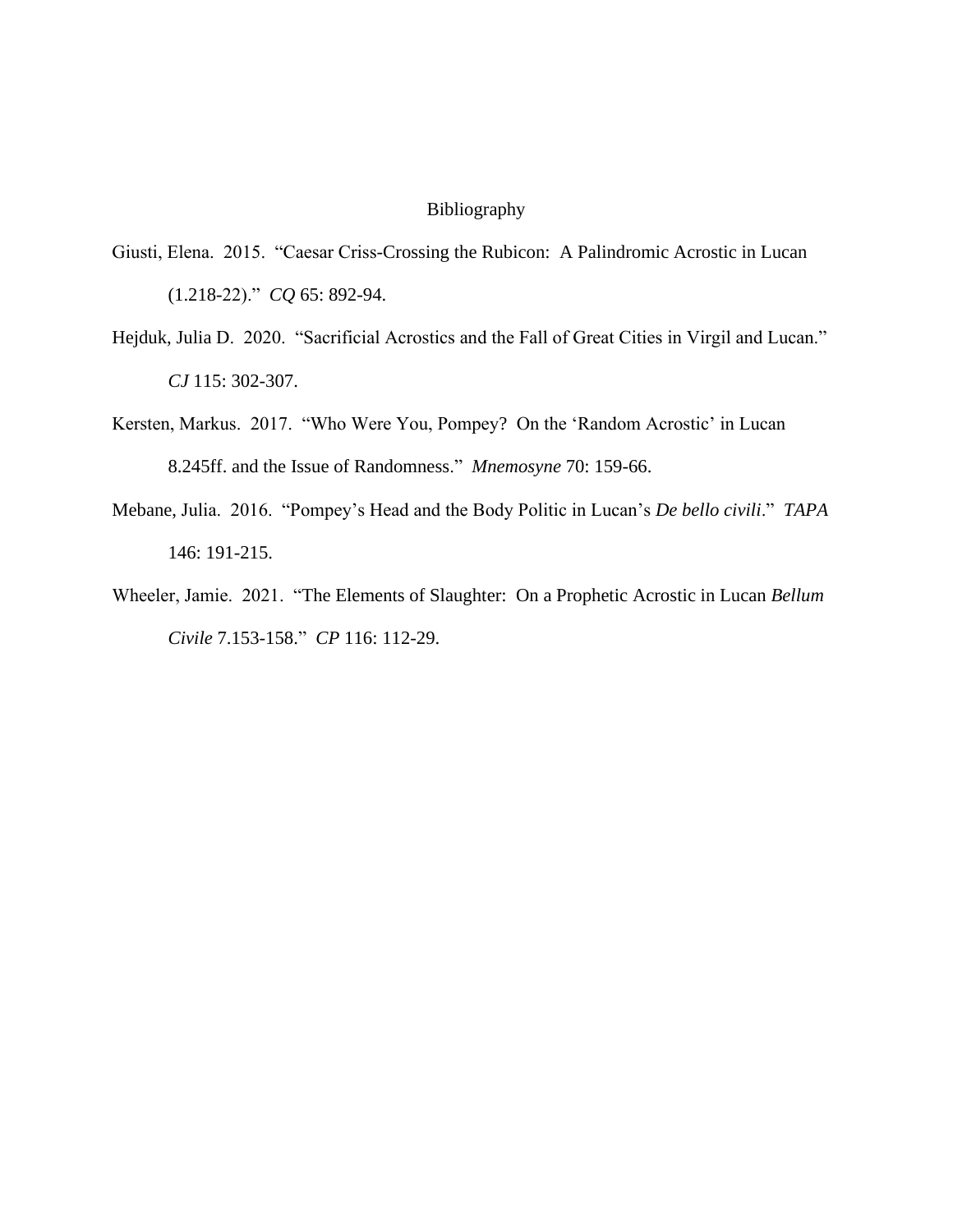# Bibliography

Giusti, Elena. 2015. "Caesar Criss-Crossing the Rubicon: A Palindromic Acrostic in Lucan (1.218-22)." *CQ* 65: 892-94.

Hejduk, Julia D. 2020. "Sacrificial Acrostics and the Fall of Great Cities in Virgil and Lucan." *CJ* 115: 302-307.

Kersten, Markus. 2017. "Who Were You, Pompey? On the 'Random Acrostic' in Lucan 8.245ff. and the Issue of Randomness." *Mnemosyne* 70: 159-66.

Mebane, Julia. 2016. "Pompey's Head and the Body Politic in Lucan's *De bello civili*." *TAPA* 146: 191-215.

Wheeler, Jamie. 2021. "The Elements of Slaughter: On a Prophetic Acrostic in Lucan *Bellum Civile* 7.153-158." *CP* 116: 112-29.